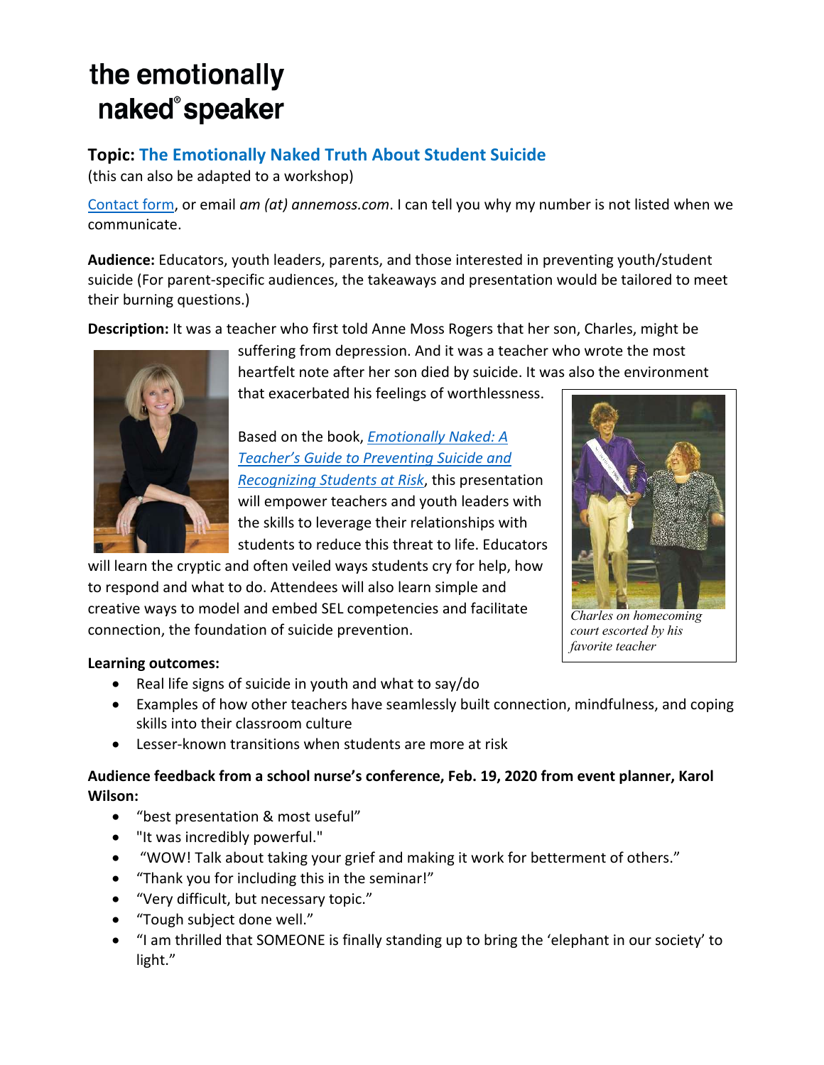# the emotionally naked® speaker

## Topic: The Emotionally Naked Truth About Student Suicide

(this can also be adapted to a workshop)

Contact form, or email *am (at) annemoss.com*. I can tell you why my number is not listed when we communicate.

**Audience:** Educators, youth leaders, parents, and those interested in preventing youth/student suicide (For parent-specific audiences, the takeaways and presentation would be tailored to meet their burning questions.)

**Description:** It was a teacher who first told Anne Moss Rogers that her son, Charles, might be suffering from depression. And it was a teacher who wrote the most heartfelt note after her son died by suicide. It was also the environment that exacerbated his feelings of worthlessness.

Based on the book, *Emotionally Naked: A Teacher's Guide to Preventing Suicide and Recognizing Students at Risk*, this presentation will empower teachers and youth leaders with the skills to leverage their relationships with students to reduce this threat to life. Educators will learn the cryptic and often veiled ways students cry for help, how to respond and what to do. Attendees will also learn simple and creative ways to model and embed SEL competencies and facilitate connection, the foundation of suicide prevention.

*Charles on homecoming court escorted by his favorite teacher*

**Learning outcomes:**

- Real life signs of suicide in youth and what to say/do
- Examples of how other teachers have seamlessly built connection, mindfulness, and coping skills into their classroom culture
- Lesser-known transitions when students are more at risk

**Audience feedback from a school nurse's conference, Feb. 19, 2020 from event planner, Karol Wilson:**

- "best presentation & most useful"
- "It was incredibly powerful."
- "WOW! Talk about taking your grief and making it work for betterment of others."
- "Thank you for including this in the seminar!"
- "Very difficult, but necessary topic."
- "Tough subject done well."
- "I am thrilled that SOMEONE is finally standing up to bring the 'elephant in our society' to light."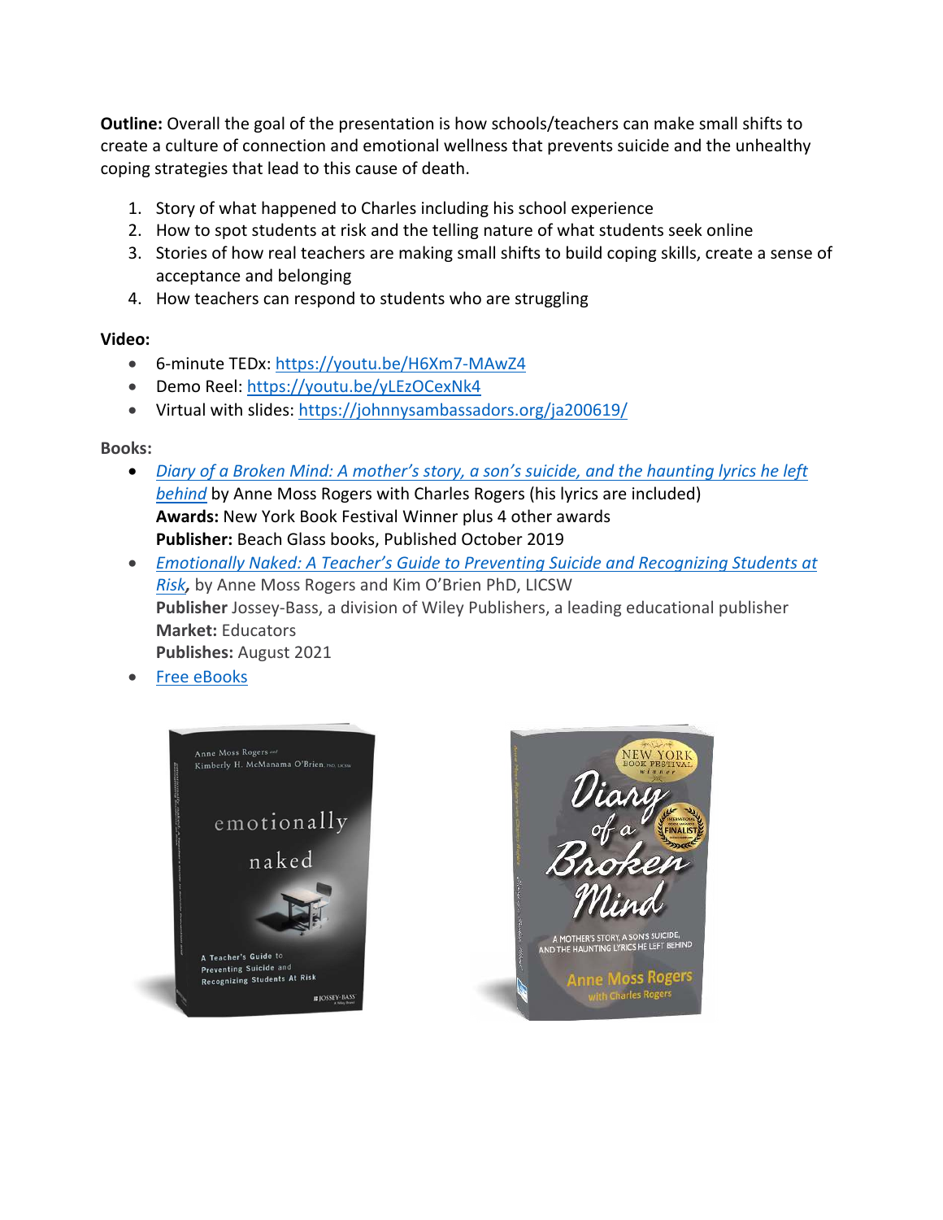**Outline:** Overall the goal of the presentation is how schools/teachers can make small shifts to create a culture of connection and emotional wellness that prevents suicide and the unhealthy coping strategies that lead to this cause of death.

1. Story of what happened to Charles including his school experience
2. How to spot students at risk and the telling nature of what students seek online
3. Stories of how real teachers are making small shifts to build coping skills, create a sense of acceptance and belonging
4. How teachers can respond to students who are struggling

**Video:**

- 6-minute TEDx: https://youtu.be/H6Xm7-MAwZ4
- Demo Reel: https://youtu.be/yLEzOCexNk4
- Virtual with slides: https://johnnysambassadors.org/ja200619/

**Books:**

- *Diary of a Broken Mind: A mother's story, a son's suicide, and the haunting lyrics he left behind* by Anne Moss Rogers with Charles Rogers (his lyrics are included)
  **Awards:** New York Book Festival Winner plus 4 other awards
  **Publisher:** Beach Glass books, Published October 2019
- ***Emotionally Naked: A Teacher's Guide to Preventing Suicide and Recognizing Students at Risk***, by Anne Moss Rogers and Kim O'Brien PhD, LICSW
  **Publisher** Jossey-Bass, a division of Wiley Publishers, a leading educational publisher
  **Market:** Educators
  **Publishes:** August 2021
- Free eBooks